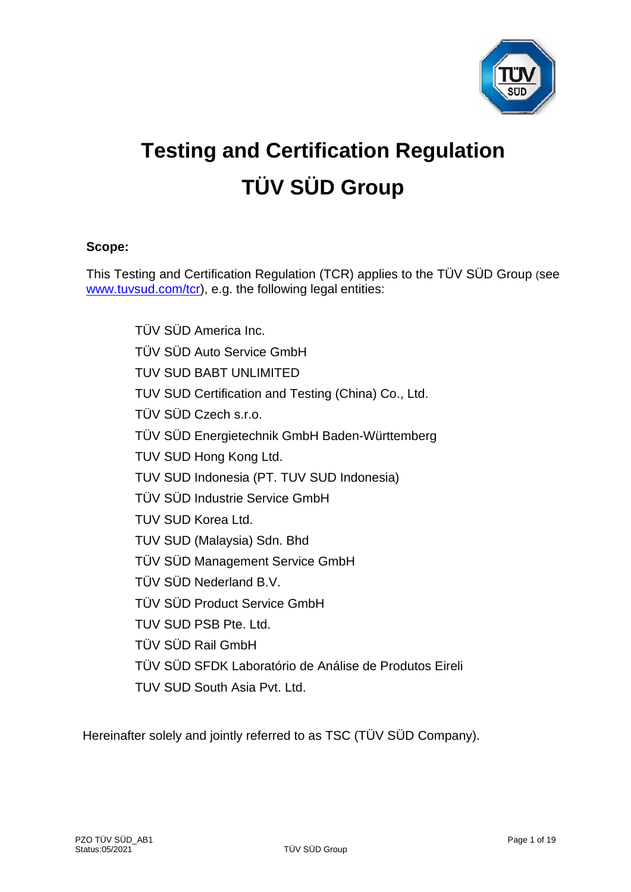# Testing and Certification Regulation

# TÜV SÜD Group

**Scope:**

This Testing and Certification Regulation (TCR) applies to the TÜV SÜD Group (see www.tuvsud.com/tcr), e.g. the following legal entities:

TÜV SÜD America Inc.
TÜV SÜD Auto Service GmbH
TUV SUD BABT UNLIMITED
TUV SUD Certification and Testing (China) Co., Ltd.
TÜV SÜD Czech s.r.o.
TÜV SÜD Energietechnik GmbH Baden-Württemberg
TUV SUD Hong Kong Ltd.
TUV SUD Indonesia (PT. TUV SUD Indonesia)
TÜV SÜD Industrie Service GmbH
TUV SUD Korea Ltd.
TUV SUD (Malaysia) Sdn. Bhd
TÜV SÜD Management Service GmbH
TÜV SÜD Nederland B.V.
TÜV SÜD Product Service GmbH
TUV SUD PSB Pte. Ltd.
TÜV SÜD Rail GmbH
TÜV SÜD SFDK Laboratório de Análise de Produtos Eireli
TUV SUD South Asia Pvt. Ltd.

Hereinafter solely and jointly referred to as TSC (TÜV SÜD Company).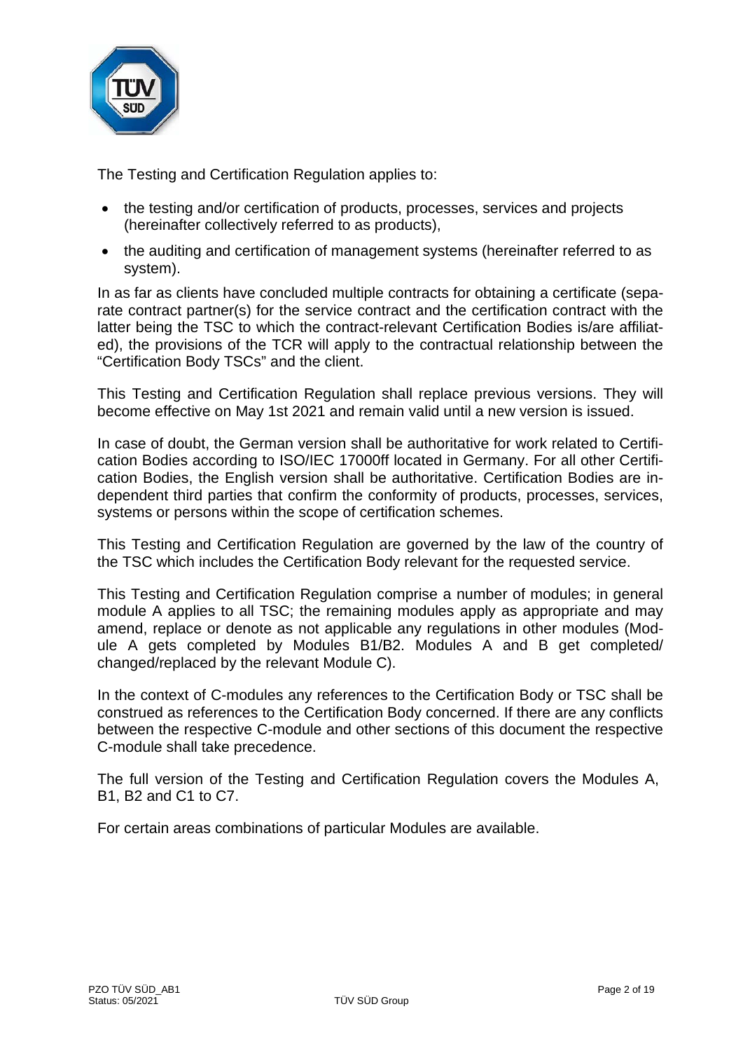The Testing and Certification Regulation applies to:

- the testing and/or certification of products, processes, services and projects (hereinafter collectively referred to as products),
- the auditing and certification of management systems (hereinafter referred to as system).

In as far as clients have concluded multiple contracts for obtaining a certificate (separate contract partner(s) for the service contract and the certification contract with the latter being the TSC to which the contract-relevant Certification Bodies is/are affiliated), the provisions of the TCR will apply to the contractual relationship between the "Certification Body TSCs" and the client.

This Testing and Certification Regulation shall replace previous versions. They will become effective on May 1st 2021 and remain valid until a new version is issued.

In case of doubt, the German version shall be authoritative for work related to Certification Bodies according to ISO/IEC 17000ff located in Germany. For all other Certification Bodies, the English version shall be authoritative. Certification Bodies are independent third parties that confirm the conformity of products, processes, services, systems or persons within the scope of certification schemes.

This Testing and Certification Regulation are governed by the law of the country of the TSC which includes the Certification Body relevant for the requested service.

This Testing and Certification Regulation comprise a number of modules; in general module A applies to all TSC; the remaining modules apply as appropriate and may amend, replace or denote as not applicable any regulations in other modules (Module A gets completed by Modules B1/B2. Modules A and B get completed/ changed/replaced by the relevant Module C).

In the context of C-modules any references to the Certification Body or TSC shall be construed as references to the Certification Body concerned. If there are any conflicts between the respective C-module and other sections of this document the respective C-module shall take precedence.

The full version of the Testing and Certification Regulation covers the Modules A, B1, B2 and C1 to C7.

For certain areas combinations of particular Modules are available.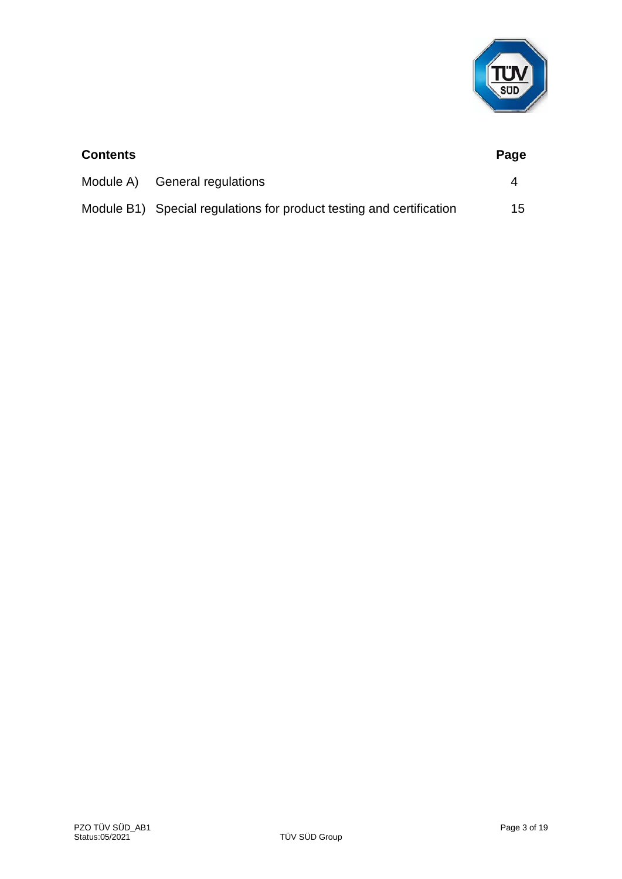| **Contents** | | **Page** |
| --- | --- | --- |
| Module A) | General regulations | 4 |
| Module B1) | Special regulations for product testing and certification | 15 |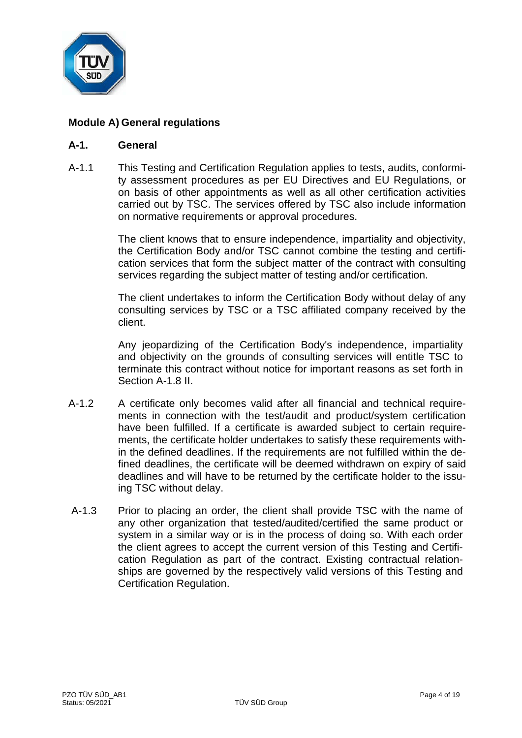## Module A) General regulations

### A-1. General

A-1.1 This Testing and Certification Regulation applies to tests, audits, conformity assessment procedures as per EU Directives and EU Regulations, or on basis of other appointments as well as all other certification activities carried out by TSC. The services offered by TSC also include information on normative requirements or approval procedures.

The client knows that to ensure independence, impartiality and objectivity, the Certification Body and/or TSC cannot combine the testing and certification services that form the subject matter of the contract with consulting services regarding the subject matter of testing and/or certification.

The client undertakes to inform the Certification Body without delay of any consulting services by TSC or a TSC affiliated company received by the client.

Any jeopardizing of the Certification Body's independence, impartiality and objectivity on the grounds of consulting services will entitle TSC to terminate this contract without notice for important reasons as set forth in Section A-1.8 II.

A-1.2 A certificate only becomes valid after all financial and technical requirements in connection with the test/audit and product/system certification have been fulfilled. If a certificate is awarded subject to certain requirements, the certificate holder undertakes to satisfy these requirements within the defined deadlines. If the requirements are not fulfilled within the defined deadlines, the certificate will be deemed withdrawn on expiry of said deadlines and will have to be returned by the certificate holder to the issuing TSC without delay.

A-1.3 Prior to placing an order, the client shall provide TSC with the name of any other organization that tested/audited/certified the same product or system in a similar way or is in the process of doing so. With each order the client agrees to accept the current version of this Testing and Certification Regulation as part of the contract. Existing contractual relationships are governed by the respectively valid versions of this Testing and Certification Regulation.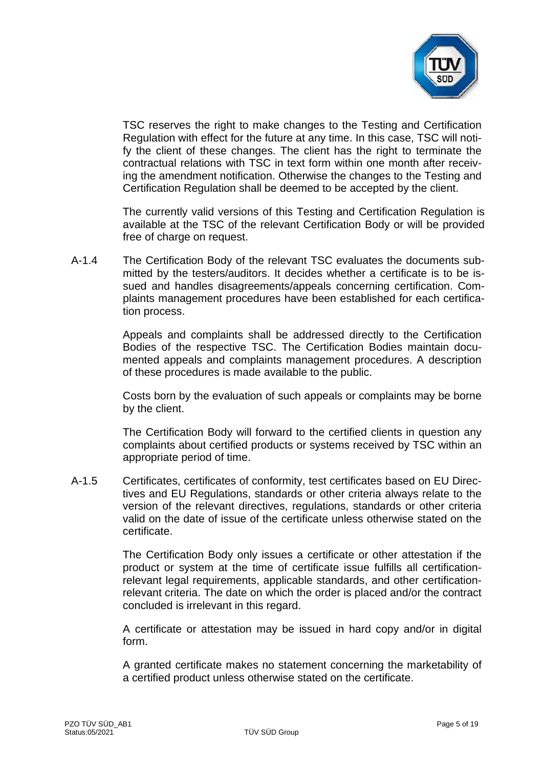TSC reserves the right to make changes to the Testing and Certification Regulation with effect for the future at any time. In this case, TSC will notify the client of these changes. The client has the right to terminate the contractual relations with TSC in text form within one month after receiving the amendment notification. Otherwise the changes to the Testing and Certification Regulation shall be deemed to be accepted by the client.

The currently valid versions of this Testing and Certification Regulation is available at the TSC of the relevant Certification Body or will be provided free of charge on request.

A-1.4 The Certification Body of the relevant TSC evaluates the documents submitted by the testers/auditors. It decides whether a certificate is to be issued and handles disagreements/appeals concerning certification. Complaints management procedures have been established for each certification process.

Appeals and complaints shall be addressed directly to the Certification Bodies of the respective TSC. The Certification Bodies maintain documented appeals and complaints management procedures. A description of these procedures is made available to the public.

Costs born by the evaluation of such appeals or complaints may be borne by the client.

The Certification Body will forward to the certified clients in question any complaints about certified products or systems received by TSC within an appropriate period of time.

A-1.5 Certificates, certificates of conformity, test certificates based on EU Directives and EU Regulations, standards or other criteria always relate to the version of the relevant directives, regulations, standards or other criteria valid on the date of issue of the certificate unless otherwise stated on the certificate.

The Certification Body only issues a certificate or other attestation if the product or system at the time of certificate issue fulfills all certification-relevant legal requirements, applicable standards, and other certification-relevant criteria. The date on which the order is placed and/or the contract concluded is irrelevant in this regard.

A certificate or attestation may be issued in hard copy and/or in digital form.

A granted certificate makes no statement concerning the marketability of a certified product unless otherwise stated on the certificate.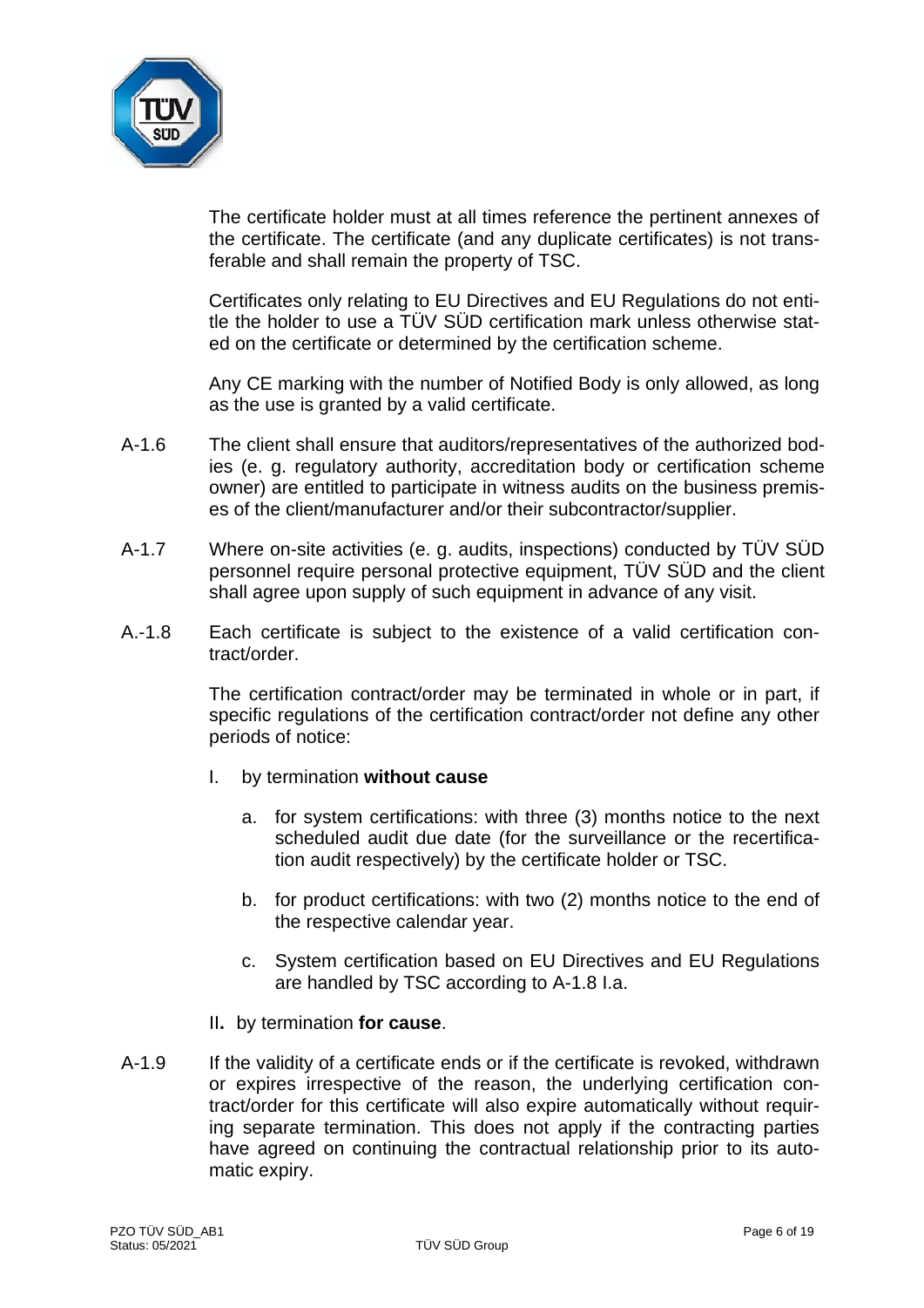The certificate holder must at all times reference the pertinent annexes of the certificate. The certificate (and any duplicate certificates) is not transferable and shall remain the property of TSC.

Certificates only relating to EU Directives and EU Regulations do not entitle the holder to use a TÜV SÜD certification mark unless otherwise stated on the certificate or determined by the certification scheme.

Any CE marking with the number of Notified Body is only allowed, as long as the use is granted by a valid certificate.

A-1.6 The client shall ensure that auditors/representatives of the authorized bodies (e. g. regulatory authority, accreditation body or certification scheme owner) are entitled to participate in witness audits on the business premises of the client/manufacturer and/or their subcontractor/supplier.

A-1.7 Where on-site activities (e. g. audits, inspections) conducted by TÜV SÜD personnel require personal protective equipment, TÜV SÜD and the client shall agree upon supply of such equipment in advance of any visit.

A.-1.8 Each certificate is subject to the existence of a valid certification contract/order.

The certification contract/order may be terminated in whole or in part, if specific regulations of the certification contract/order not define any other periods of notice:

I. by termination **without cause**

a. for system certifications: with three (3) months notice to the next scheduled audit due date (for the surveillance or the recertification audit respectively) by the certificate holder or TSC.

b. for product certifications: with two (2) months notice to the end of the respective calendar year.

c. System certification based on EU Directives and EU Regulations are handled by TSC according to A-1.8 I.a.

II**.** by termination **for cause**.

A-1.9 If the validity of a certificate ends or if the certificate is revoked, withdrawn or expires irrespective of the reason, the underlying certification contract/order for this certificate will also expire automatically without requiring separate termination. This does not apply if the contracting parties have agreed on continuing the contractual relationship prior to its automatic expiry.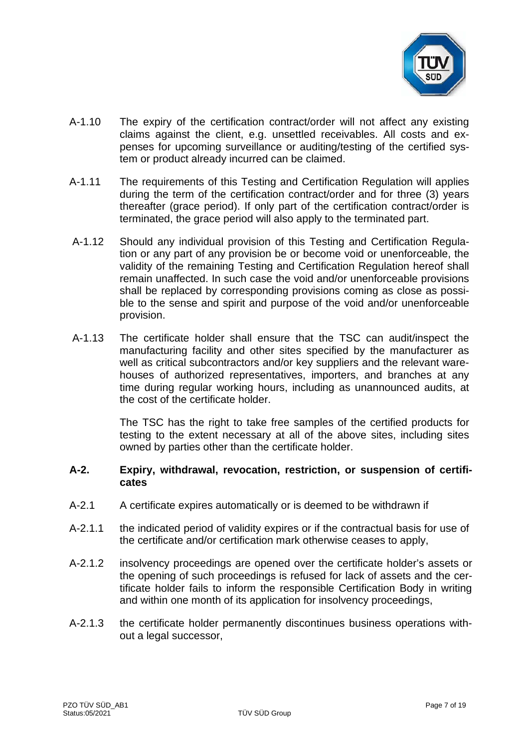A-1.10 The expiry of the certification contract/order will not affect any existing claims against the client, e.g. unsettled receivables. All costs and expenses for upcoming surveillance or auditing/testing of the certified system or product already incurred can be claimed.

A-1.11 The requirements of this Testing and Certification Regulation will applies during the term of the certification contract/order and for three (3) years thereafter (grace period). If only part of the certification contract/order is terminated, the grace period will also apply to the terminated part.

A-1.12 Should any individual provision of this Testing and Certification Regulation or any part of any provision be or become void or unenforceable, the validity of the remaining Testing and Certification Regulation hereof shall remain unaffected. In such case the void and/or unenforceable provisions shall be replaced by corresponding provisions coming as close as possible to the sense and spirit and purpose of the void and/or unenforceable provision.

A-1.13 The certificate holder shall ensure that the TSC can audit/inspect the manufacturing facility and other sites specified by the manufacturer as well as critical subcontractors and/or key suppliers and the relevant warehouses of authorized representatives, importers, and branches at any time during regular working hours, including as unannounced audits, at the cost of the certificate holder.

The TSC has the right to take free samples of the certified products for testing to the extent necessary at all of the above sites, including sites owned by parties other than the certificate holder.

## A-2. Expiry, withdrawal, revocation, restriction, or suspension of certificates

A-2.1 A certificate expires automatically or is deemed to be withdrawn if

A-2.1.1 the indicated period of validity expires or if the contractual basis for use of the certificate and/or certification mark otherwise ceases to apply,

A-2.1.2 insolvency proceedings are opened over the certificate holder's assets or the opening of such proceedings is refused for lack of assets and the certificate holder fails to inform the responsible Certification Body in writing and within one month of its application for insolvency proceedings,

A-2.1.3 the certificate holder permanently discontinues business operations without a legal successor,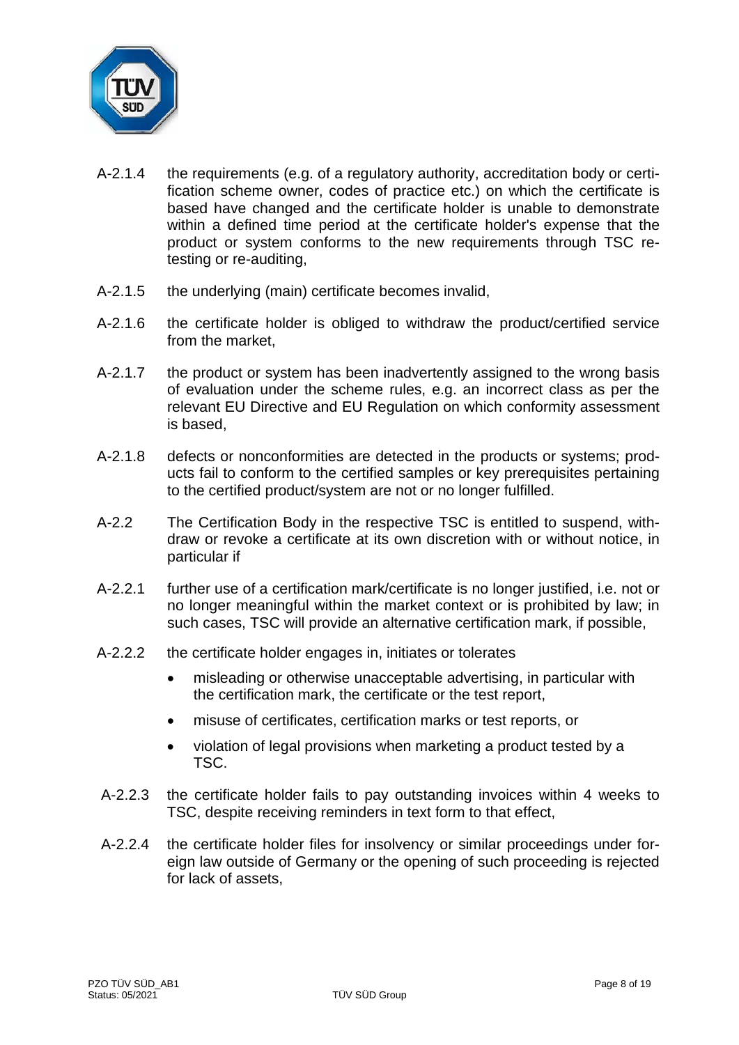A-2.1.4 the requirements (e.g. of a regulatory authority, accreditation body or certification scheme owner, codes of practice etc.) on which the certificate is based have changed and the certificate holder is unable to demonstrate within a defined time period at the certificate holder's expense that the product or system conforms to the new requirements through TSC re-testing or re-auditing,

A-2.1.5 the underlying (main) certificate becomes invalid,

A-2.1.6 the certificate holder is obliged to withdraw the product/certified service from the market,

A-2.1.7 the product or system has been inadvertently assigned to the wrong basis of evaluation under the scheme rules, e.g. an incorrect class as per the relevant EU Directive and EU Regulation on which conformity assessment is based,

A-2.1.8 defects or nonconformities are detected in the products or systems; products fail to conform to the certified samples or key prerequisites pertaining to the certified product/system are not or no longer fulfilled.

A-2.2 The Certification Body in the respective TSC is entitled to suspend, withdraw or revoke a certificate at its own discretion with or without notice, in particular if

A-2.2.1 further use of a certification mark/certificate is no longer justified, i.e. not or no longer meaningful within the market context or is prohibited by law; in such cases, TSC will provide an alternative certification mark, if possible,

A-2.2.2 the certificate holder engages in, initiates or tolerates

- misleading or otherwise unacceptable advertising, in particular with the certification mark, the certificate or the test report,
- misuse of certificates, certification marks or test reports, or
- violation of legal provisions when marketing a product tested by a TSC.

A-2.2.3 the certificate holder fails to pay outstanding invoices within 4 weeks to TSC, despite receiving reminders in text form to that effect,

A-2.2.4 the certificate holder files for insolvency or similar proceedings under foreign law outside of Germany or the opening of such proceeding is rejected for lack of assets,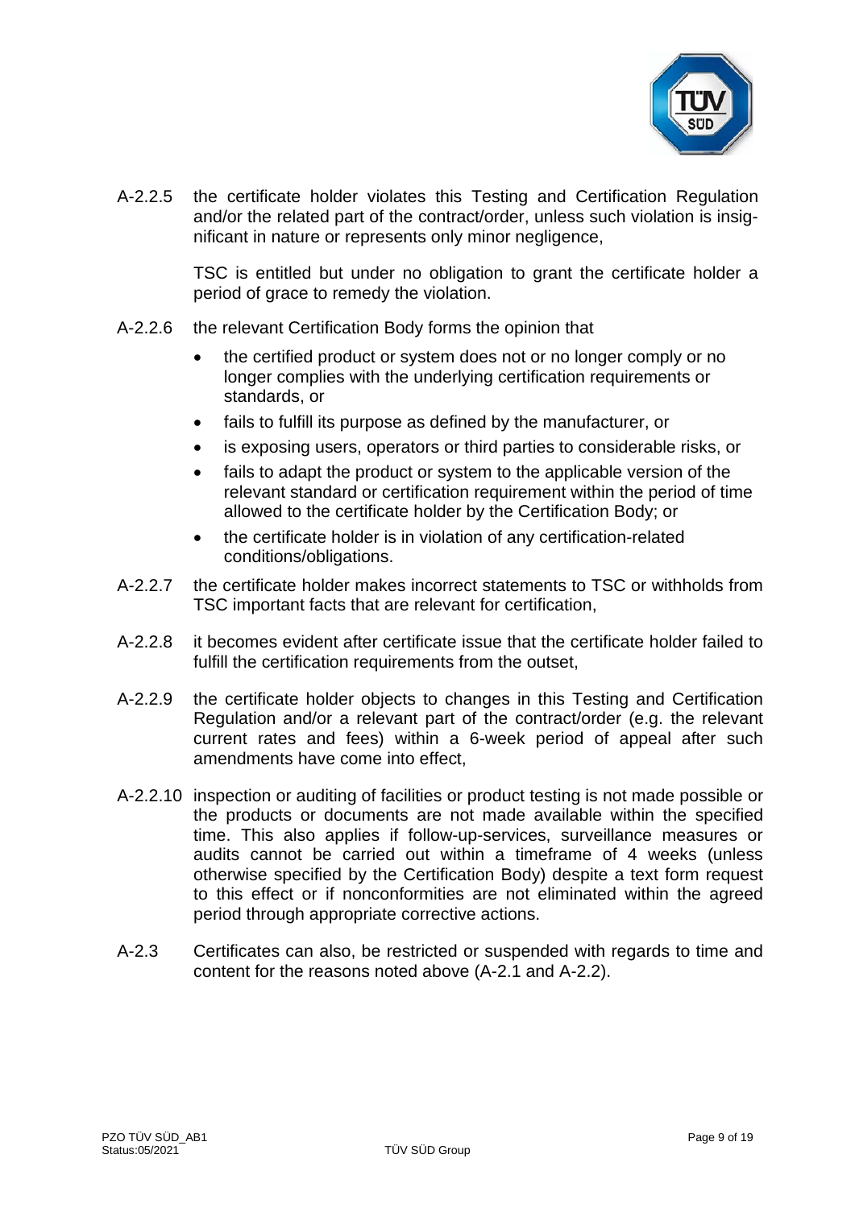A-2.2.5 the certificate holder violates this Testing and Certification Regulation and/or the related part of the contract/order, unless such violation is insignificant in nature or represents only minor negligence,

TSC is entitled but under no obligation to grant the certificate holder a period of grace to remedy the violation.

A-2.2.6 the relevant Certification Body forms the opinion that

- the certified product or system does not or no longer comply or no longer complies with the underlying certification requirements or standards, or
- fails to fulfill its purpose as defined by the manufacturer, or
- is exposing users, operators or third parties to considerable risks, or
- fails to adapt the product or system to the applicable version of the relevant standard or certification requirement within the period of time allowed to the certificate holder by the Certification Body; or
- the certificate holder is in violation of any certification-related conditions/obligations.

A-2.2.7 the certificate holder makes incorrect statements to TSC or withholds from TSC important facts that are relevant for certification,

A-2.2.8 it becomes evident after certificate issue that the certificate holder failed to fulfill the certification requirements from the outset,

A-2.2.9 the certificate holder objects to changes in this Testing and Certification Regulation and/or a relevant part of the contract/order (e.g. the relevant current rates and fees) within a 6-week period of appeal after such amendments have come into effect,

A-2.2.10 inspection or auditing of facilities or product testing is not made possible or the products or documents are not made available within the specified time. This also applies if follow-up-services, surveillance measures or audits cannot be carried out within a timeframe of 4 weeks (unless otherwise specified by the Certification Body) despite a text form request to this effect or if nonconformities are not eliminated within the agreed period through appropriate corrective actions.

A-2.3 Certificates can also, be restricted or suspended with regards to time and content for the reasons noted above (A-2.1 and A-2.2).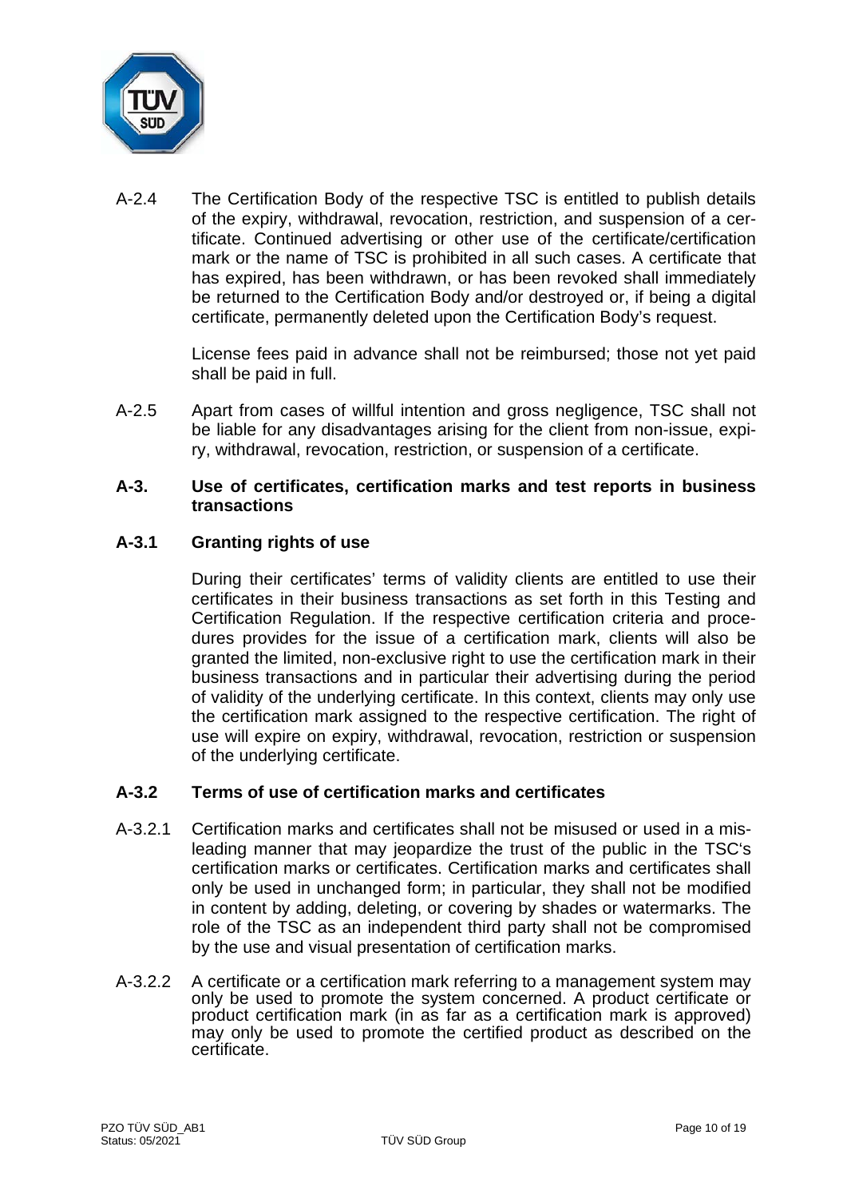A-2.4 The Certification Body of the respective TSC is entitled to publish details of the expiry, withdrawal, revocation, restriction, and suspension of a certificate. Continued advertising or other use of the certificate/certification mark or the name of TSC is prohibited in all such cases. A certificate that has expired, has been withdrawn, or has been revoked shall immediately be returned to the Certification Body and/or destroyed or, if being a digital certificate, permanently deleted upon the Certification Body's request.

License fees paid in advance shall not be reimbursed; those not yet paid shall be paid in full.

A-2.5 Apart from cases of willful intention and gross negligence, TSC shall not be liable for any disadvantages arising for the client from non-issue, expiry, withdrawal, revocation, restriction, or suspension of a certificate.

## A-3. Use of certificates, certification marks and test reports in business transactions

### A-3.1 Granting rights of use

During their certificates' terms of validity clients are entitled to use their certificates in their business transactions as set forth in this Testing and Certification Regulation. If the respective certification criteria and procedures provides for the issue of a certification mark, clients will also be granted the limited, non-exclusive right to use the certification mark in their business transactions and in particular their advertising during the period of validity of the underlying certificate. In this context, clients may only use the certification mark assigned to the respective certification. The right of use will expire on expiry, withdrawal, revocation, restriction or suspension of the underlying certificate.

### A-3.2 Terms of use of certification marks and certificates

A-3.2.1 Certification marks and certificates shall not be misused or used in a misleading manner that may jeopardize the trust of the public in the TSC's certification marks or certificates. Certification marks and certificates shall only be used in unchanged form; in particular, they shall not be modified in content by adding, deleting, or covering by shades or watermarks. The role of the TSC as an independent third party shall not be compromised by the use and visual presentation of certification marks.

A-3.2.2 A certificate or a certification mark referring to a management system may only be used to promote the system concerned. A product certificate or product certification mark (in as far as a certification mark is approved) may only be used to promote the certified product as described on the certificate.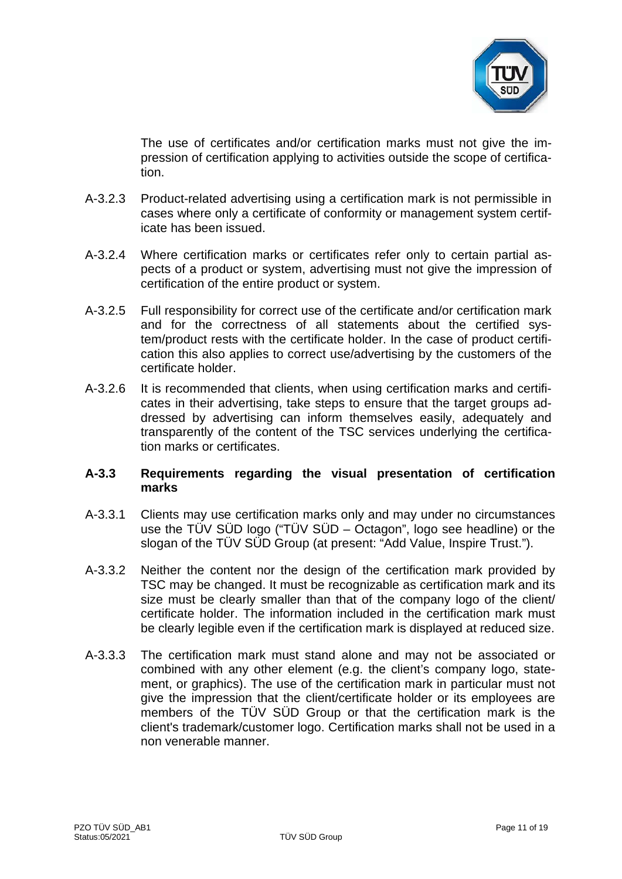The use of certificates and/or certification marks must not give the impression of certification applying to activities outside the scope of certification.

A-3.2.3 Product-related advertising using a certification mark is not permissible in cases where only a certificate of conformity or management system certificate has been issued.

A-3.2.4 Where certification marks or certificates refer only to certain partial aspects of a product or system, advertising must not give the impression of certification of the entire product or system.

A-3.2.5 Full responsibility for correct use of the certificate and/or certification mark and for the correctness of all statements about the certified system/product rests with the certificate holder. In the case of product certification this also applies to correct use/advertising by the customers of the certificate holder.

A-3.2.6 It is recommended that clients, when using certification marks and certificates in their advertising, take steps to ensure that the target groups addressed by advertising can inform themselves easily, adequately and transparently of the content of the TSC services underlying the certification marks or certificates.

### A-3.3 Requirements regarding the visual presentation of certification marks

A-3.3.1 Clients may use certification marks only and may under no circumstances use the TÜV SÜD logo ("TÜV SÜD – Octagon", logo see headline) or the slogan of the TÜV SÜD Group (at present: "Add Value, Inspire Trust.").

A-3.3.2 Neither the content nor the design of the certification mark provided by TSC may be changed. It must be recognizable as certification mark and its size must be clearly smaller than that of the company logo of the client/ certificate holder. The information included in the certification mark must be clearly legible even if the certification mark is displayed at reduced size.

A-3.3.3 The certification mark must stand alone and may not be associated or combined with any other element (e.g. the client's company logo, statement, or graphics). The use of the certification mark in particular must not give the impression that the client/certificate holder or its employees are members of the TÜV SÜD Group or that the certification mark is the client's trademark/customer logo. Certification marks shall not be used in a non venerable manner.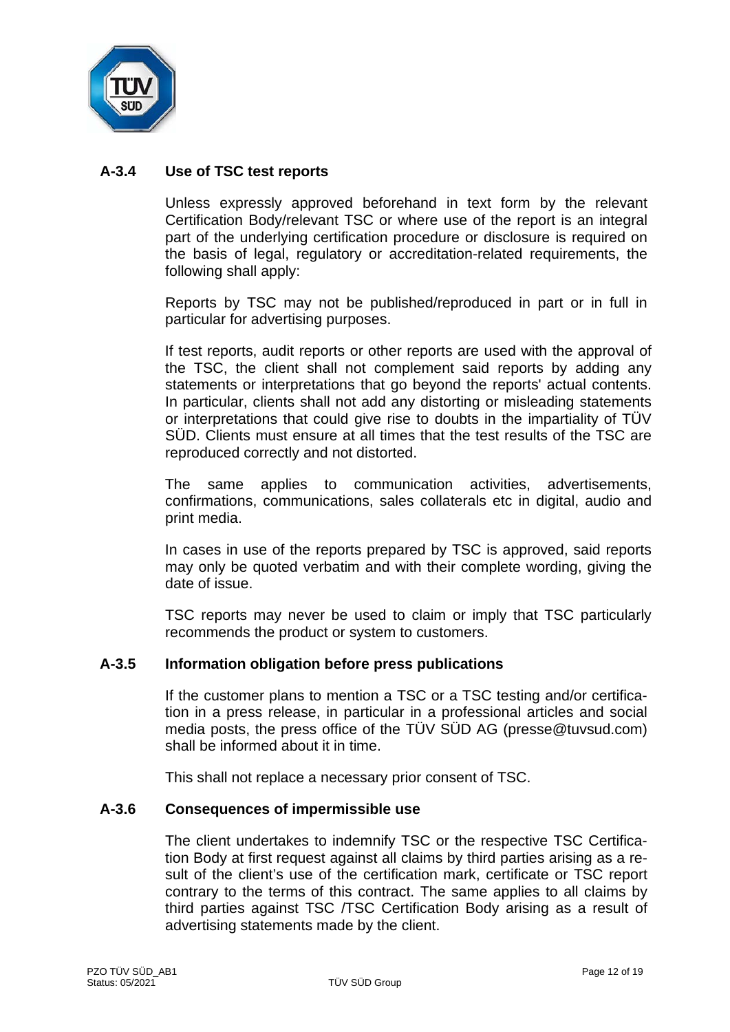### A-3.4 Use of TSC test reports

Unless expressly approved beforehand in text form by the relevant Certification Body/relevant TSC or where use of the report is an integral part of the underlying certification procedure or disclosure is required on the basis of legal, regulatory or accreditation-related requirements, the following shall apply:

Reports by TSC may not be published/reproduced in part or in full in particular for advertising purposes.

If test reports, audit reports or other reports are used with the approval of the TSC, the client shall not complement said reports by adding any statements or interpretations that go beyond the reports' actual contents. In particular, clients shall not add any distorting or misleading statements or interpretations that could give rise to doubts in the impartiality of TÜV SÜD. Clients must ensure at all times that the test results of the TSC are reproduced correctly and not distorted.

The same applies to communication activities, advertisements, confirmations, communications, sales collaterals etc in digital, audio and print media.

In cases in use of the reports prepared by TSC is approved, said reports may only be quoted verbatim and with their complete wording, giving the date of issue.

TSC reports may never be used to claim or imply that TSC particularly recommends the product or system to customers.

### A-3.5 Information obligation before press publications

If the customer plans to mention a TSC or a TSC testing and/or certification in a press release, in particular in a professional articles and social media posts, the press office of the TÜV SÜD AG (presse@tuvsud.com) shall be informed about it in time.

This shall not replace a necessary prior consent of TSC.

### A-3.6 Consequences of impermissible use

The client undertakes to indemnify TSC or the respective TSC Certification Body at first request against all claims by third parties arising as a result of the client's use of the certification mark, certificate or TSC report contrary to the terms of this contract. The same applies to all claims by third parties against TSC /TSC Certification Body arising as a result of advertising statements made by the client.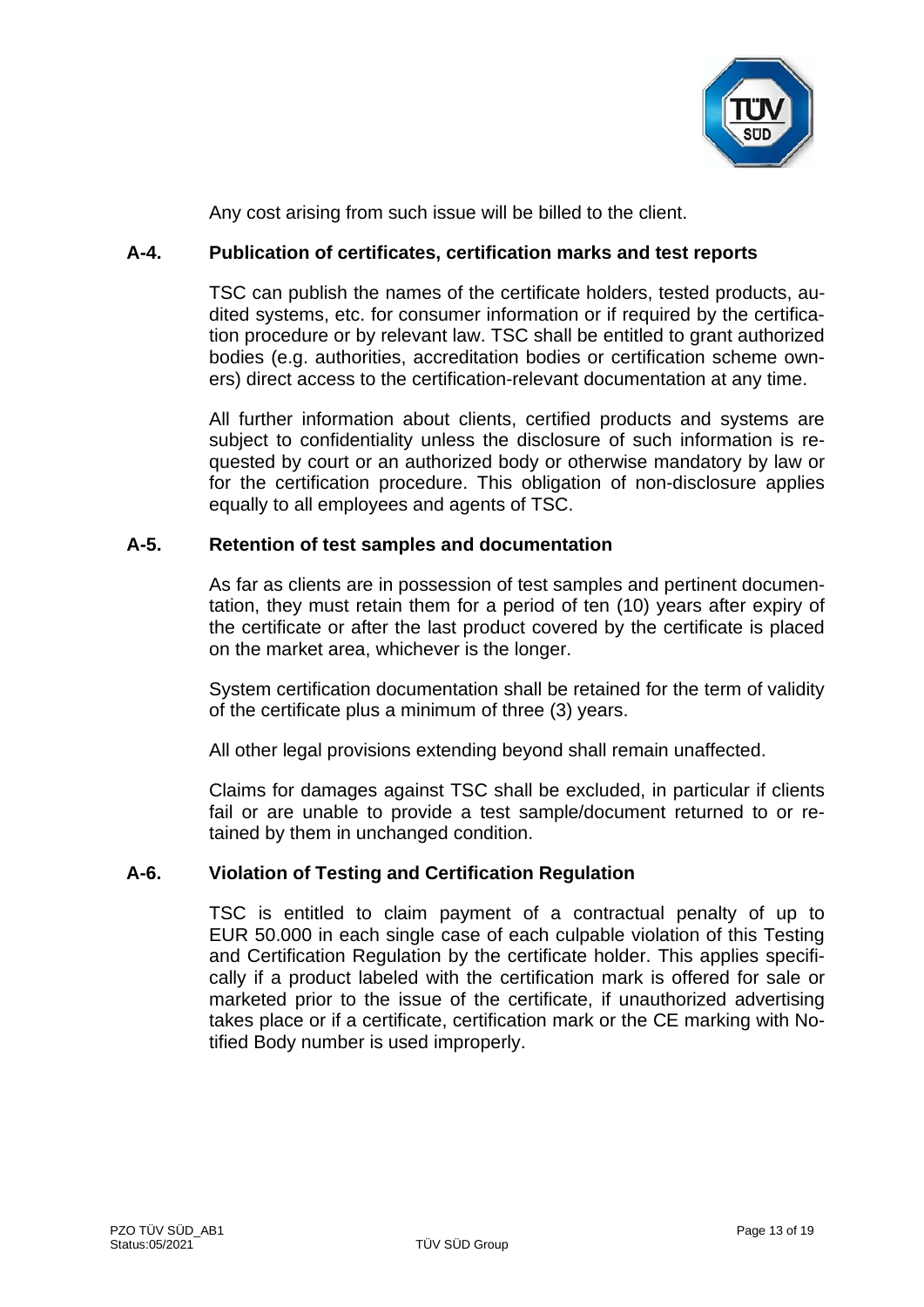Any cost arising from such issue will be billed to the client.

## A-4. Publication of certificates, certification marks and test reports

TSC can publish the names of the certificate holders, tested products, audited systems, etc. for consumer information or if required by the certification procedure or by relevant law. TSC shall be entitled to grant authorized bodies (e.g. authorities, accreditation bodies or certification scheme owners) direct access to the certification-relevant documentation at any time.

All further information about clients, certified products and systems are subject to confidentiality unless the disclosure of such information is requested by court or an authorized body or otherwise mandatory by law or for the certification procedure. This obligation of non-disclosure applies equally to all employees and agents of TSC.

## A-5. Retention of test samples and documentation

As far as clients are in possession of test samples and pertinent documentation, they must retain them for a period of ten (10) years after expiry of the certificate or after the last product covered by the certificate is placed on the market area, whichever is the longer.

System certification documentation shall be retained for the term of validity of the certificate plus a minimum of three (3) years.

All other legal provisions extending beyond shall remain unaffected.

Claims for damages against TSC shall be excluded, in particular if clients fail or are unable to provide a test sample/document returned to or retained by them in unchanged condition.

## A-6. Violation of Testing and Certification Regulation

TSC is entitled to claim payment of a contractual penalty of up to EUR 50.000 in each single case of each culpable violation of this Testing and Certification Regulation by the certificate holder. This applies specifically if a product labeled with the certification mark is offered for sale or marketed prior to the issue of the certificate, if unauthorized advertising takes place or if a certificate, certification mark or the CE marking with Notified Body number is used improperly.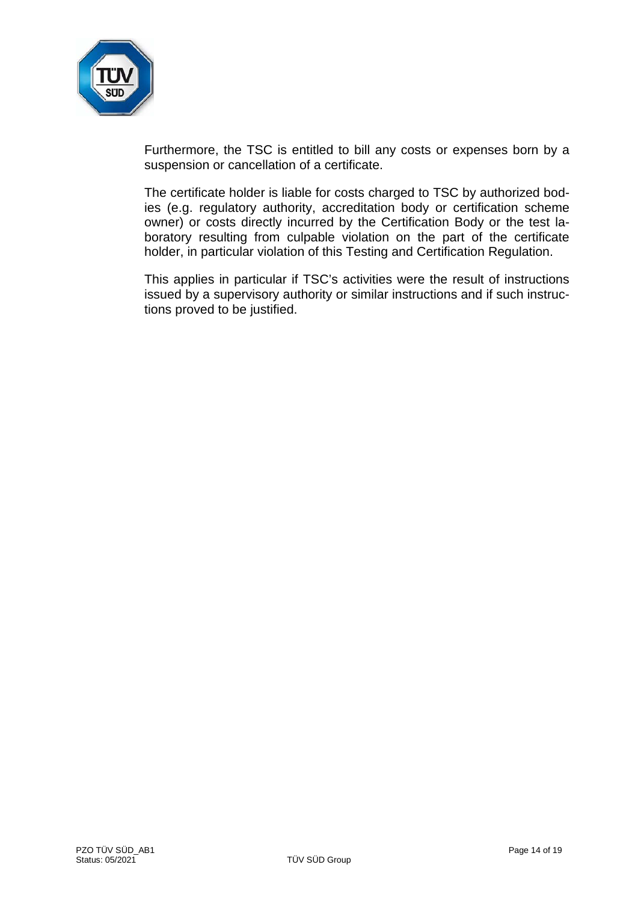Furthermore, the TSC is entitled to bill any costs or expenses born by a suspension or cancellation of a certificate.

The certificate holder is liable for costs charged to TSC by authorized bodies (e.g. regulatory authority, accreditation body or certification scheme owner) or costs directly incurred by the Certification Body or the test laboratory resulting from culpable violation on the part of the certificate holder, in particular violation of this Testing and Certification Regulation.

This applies in particular if TSC's activities were the result of instructions issued by a supervisory authority or similar instructions and if such instructions proved to be justified.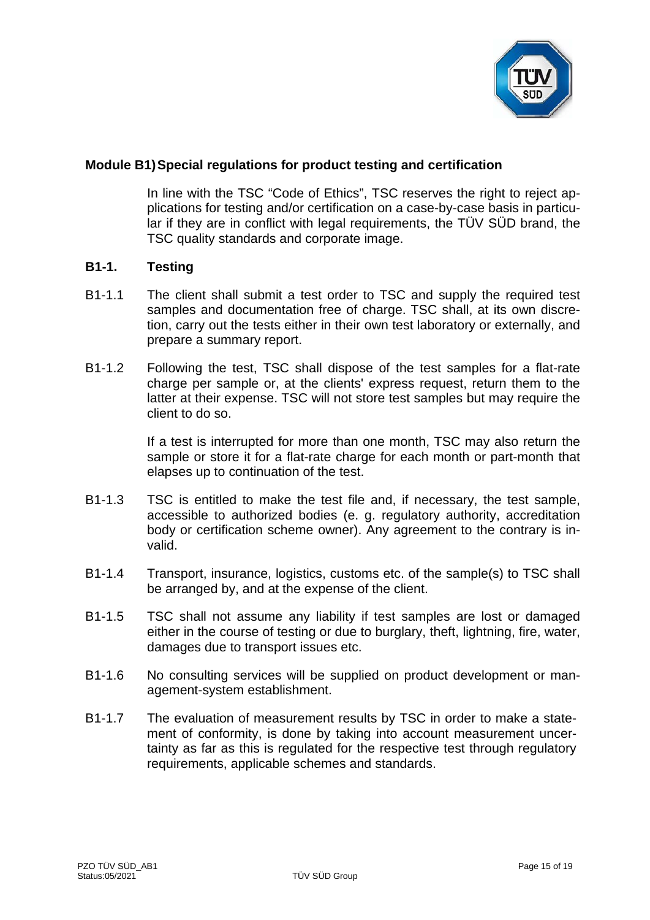## Module B1) Special regulations for product testing and certification

In line with the TSC "Code of Ethics", TSC reserves the right to reject applications for testing and/or certification on a case-by-case basis in particular if they are in conflict with legal requirements, the TÜV SÜD brand, the TSC quality standards and corporate image.

### B1-1. Testing

B1-1.1 The client shall submit a test order to TSC and supply the required test samples and documentation free of charge. TSC shall, at its own discretion, carry out the tests either in their own test laboratory or externally, and prepare a summary report.

B1-1.2 Following the test, TSC shall dispose of the test samples for a flat-rate charge per sample or, at the clients' express request, return them to the latter at their expense. TSC will not store test samples but may require the client to do so.

If a test is interrupted for more than one month, TSC may also return the sample or store it for a flat-rate charge for each month or part-month that elapses up to continuation of the test.

B1-1.3 TSC is entitled to make the test file and, if necessary, the test sample, accessible to authorized bodies (e. g. regulatory authority, accreditation body or certification scheme owner). Any agreement to the contrary is invalid.

B1-1.4 Transport, insurance, logistics, customs etc. of the sample(s) to TSC shall be arranged by, and at the expense of the client.

B1-1.5 TSC shall not assume any liability if test samples are lost or damaged either in the course of testing or due to burglary, theft, lightning, fire, water, damages due to transport issues etc.

B1-1.6 No consulting services will be supplied on product development or management-system establishment.

B1-1.7 The evaluation of measurement results by TSC in order to make a statement of conformity, is done by taking into account measurement uncertainty as far as this is regulated for the respective test through regulatory requirements, applicable schemes and standards.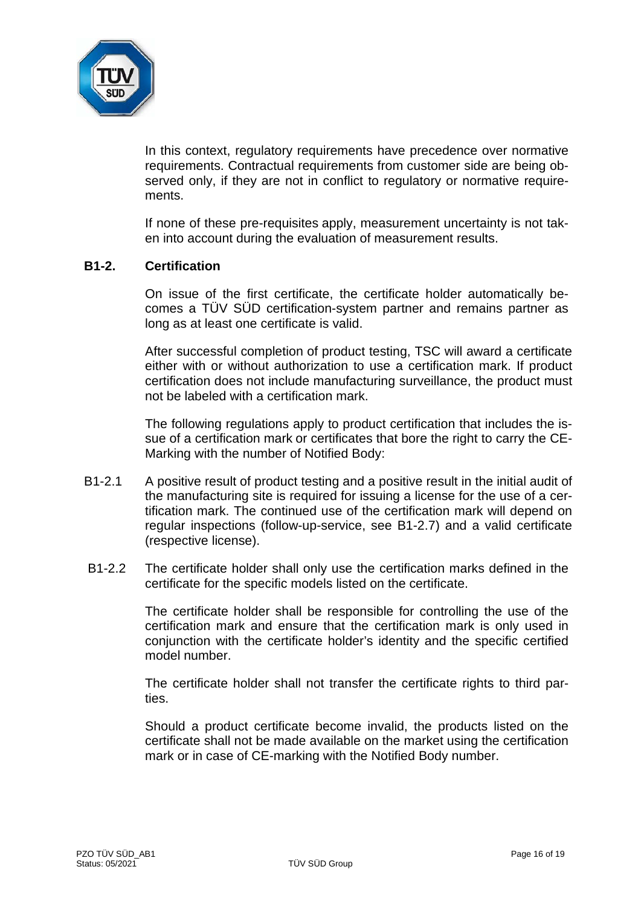In this context, regulatory requirements have precedence over normative requirements. Contractual requirements from customer side are being observed only, if they are not in conflict to regulatory or normative requirements.

If none of these pre-requisites apply, measurement uncertainty is not taken into account during the evaluation of measurement results.

## B1-2. Certification

On issue of the first certificate, the certificate holder automatically becomes a TÜV SÜD certification-system partner and remains partner as long as at least one certificate is valid.

After successful completion of product testing, TSC will award a certificate either with or without authorization to use a certification mark. If product certification does not include manufacturing surveillance, the product must not be labeled with a certification mark.

The following regulations apply to product certification that includes the issue of a certification mark or certificates that bore the right to carry the CE-Marking with the number of Notified Body:

B1-2.1 A positive result of product testing and a positive result in the initial audit of the manufacturing site is required for issuing a license for the use of a certification mark. The continued use of the certification mark will depend on regular inspections (follow-up-service, see B1-2.7) and a valid certificate (respective license).

B1-2.2 The certificate holder shall only use the certification marks defined in the certificate for the specific models listed on the certificate.

The certificate holder shall be responsible for controlling the use of the certification mark and ensure that the certification mark is only used in conjunction with the certificate holder's identity and the specific certified model number.

The certificate holder shall not transfer the certificate rights to third parties.

Should a product certificate become invalid, the products listed on the certificate shall not be made available on the market using the certification mark or in case of CE-marking with the Notified Body number.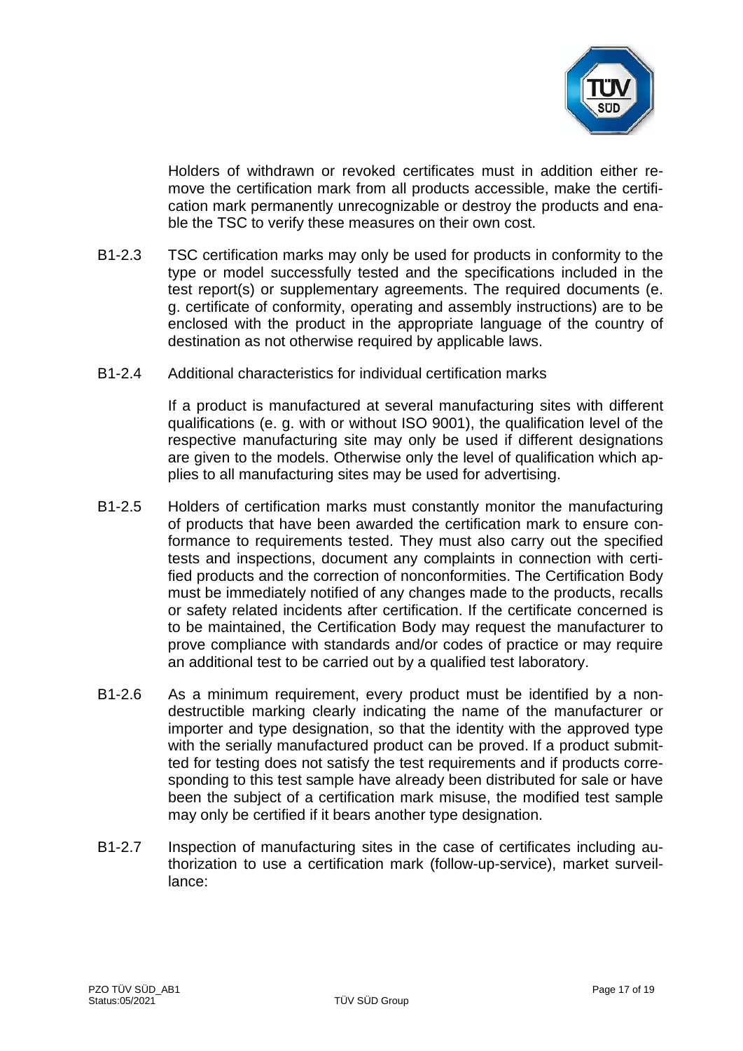Holders of withdrawn or revoked certificates must in addition either remove the certification mark from all products accessible, make the certification mark permanently unrecognizable or destroy the products and enable the TSC to verify these measures on their own cost.

B1-2.3 TSC certification marks may only be used for products in conformity to the type or model successfully tested and the specifications included in the test report(s) or supplementary agreements. The required documents (e. g. certificate of conformity, operating and assembly instructions) are to be enclosed with the product in the appropriate language of the country of destination as not otherwise required by applicable laws.

B1-2.4 Additional characteristics for individual certification marks

If a product is manufactured at several manufacturing sites with different qualifications (e. g. with or without ISO 9001), the qualification level of the respective manufacturing site may only be used if different designations are given to the models. Otherwise only the level of qualification which applies to all manufacturing sites may be used for advertising.

B1-2.5 Holders of certification marks must constantly monitor the manufacturing of products that have been awarded the certification mark to ensure conformance to requirements tested. They must also carry out the specified tests and inspections, document any complaints in connection with certified products and the correction of nonconformities. The Certification Body must be immediately notified of any changes made to the products, recalls or safety related incidents after certification. If the certificate concerned is to be maintained, the Certification Body may request the manufacturer to prove compliance with standards and/or codes of practice or may require an additional test to be carried out by a qualified test laboratory.

B1-2.6 As a minimum requirement, every product must be identified by a non-destructible marking clearly indicating the name of the manufacturer or importer and type designation, so that the identity with the approved type with the serially manufactured product can be proved. If a product submitted for testing does not satisfy the test requirements and if products corresponding to this test sample have already been distributed for sale or have been the subject of a certification mark misuse, the modified test sample may only be certified if it bears another type designation.

B1-2.7 Inspection of manufacturing sites in the case of certificates including authorization to use a certification mark (follow-up-service), market surveillance: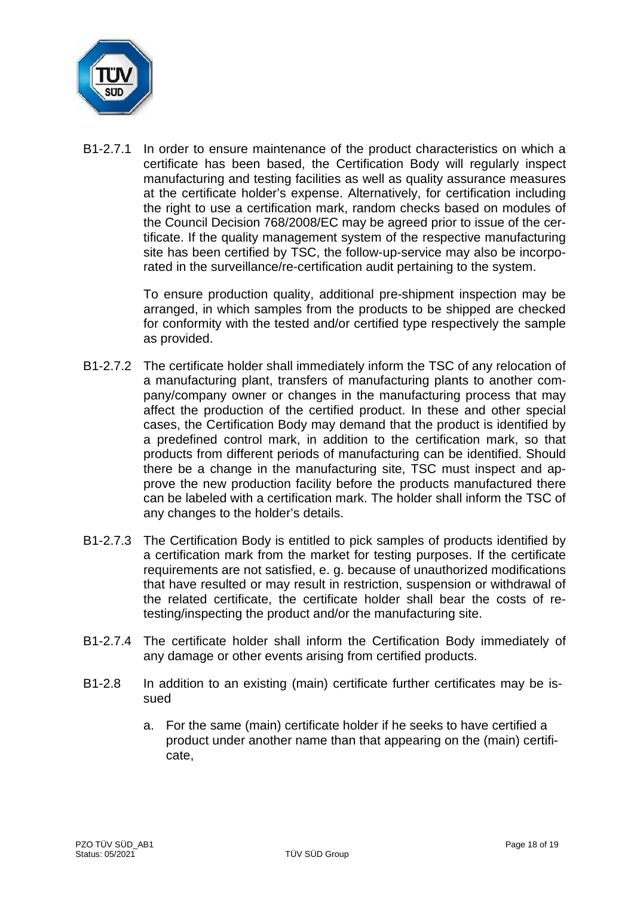B1-2.7.1 In order to ensure maintenance of the product characteristics on which a certificate has been based, the Certification Body will regularly inspect manufacturing and testing facilities as well as quality assurance measures at the certificate holder's expense. Alternatively, for certification including the right to use a certification mark, random checks based on modules of the Council Decision 768/2008/EC may be agreed prior to issue of the certificate. If the quality management system of the respective manufacturing site has been certified by TSC, the follow-up-service may also be incorporated in the surveillance/re-certification audit pertaining to the system.

To ensure production quality, additional pre-shipment inspection may be arranged, in which samples from the products to be shipped are checked for conformity with the tested and/or certified type respectively the sample as provided.

B1-2.7.2 The certificate holder shall immediately inform the TSC of any relocation of a manufacturing plant, transfers of manufacturing plants to another company/company owner or changes in the manufacturing process that may affect the production of the certified product. In these and other special cases, the Certification Body may demand that the product is identified by a predefined control mark, in addition to the certification mark, so that products from different periods of manufacturing can be identified. Should there be a change in the manufacturing site, TSC must inspect and approve the new production facility before the products manufactured there can be labeled with a certification mark. The holder shall inform the TSC of any changes to the holder's details.

B1-2.7.3 The Certification Body is entitled to pick samples of products identified by a certification mark from the market for testing purposes. If the certificate requirements are not satisfied, e. g. because of unauthorized modifications that have resulted or may result in restriction, suspension or withdrawal of the related certificate, the certificate holder shall bear the costs of re-testing/inspecting the product and/or the manufacturing site.

B1-2.7.4 The certificate holder shall inform the Certification Body immediately of any damage or other events arising from certified products.

B1-2.8 In addition to an existing (main) certificate further certificates may be issued

a. For the same (main) certificate holder if he seeks to have certified a product under another name than that appearing on the (main) certificate,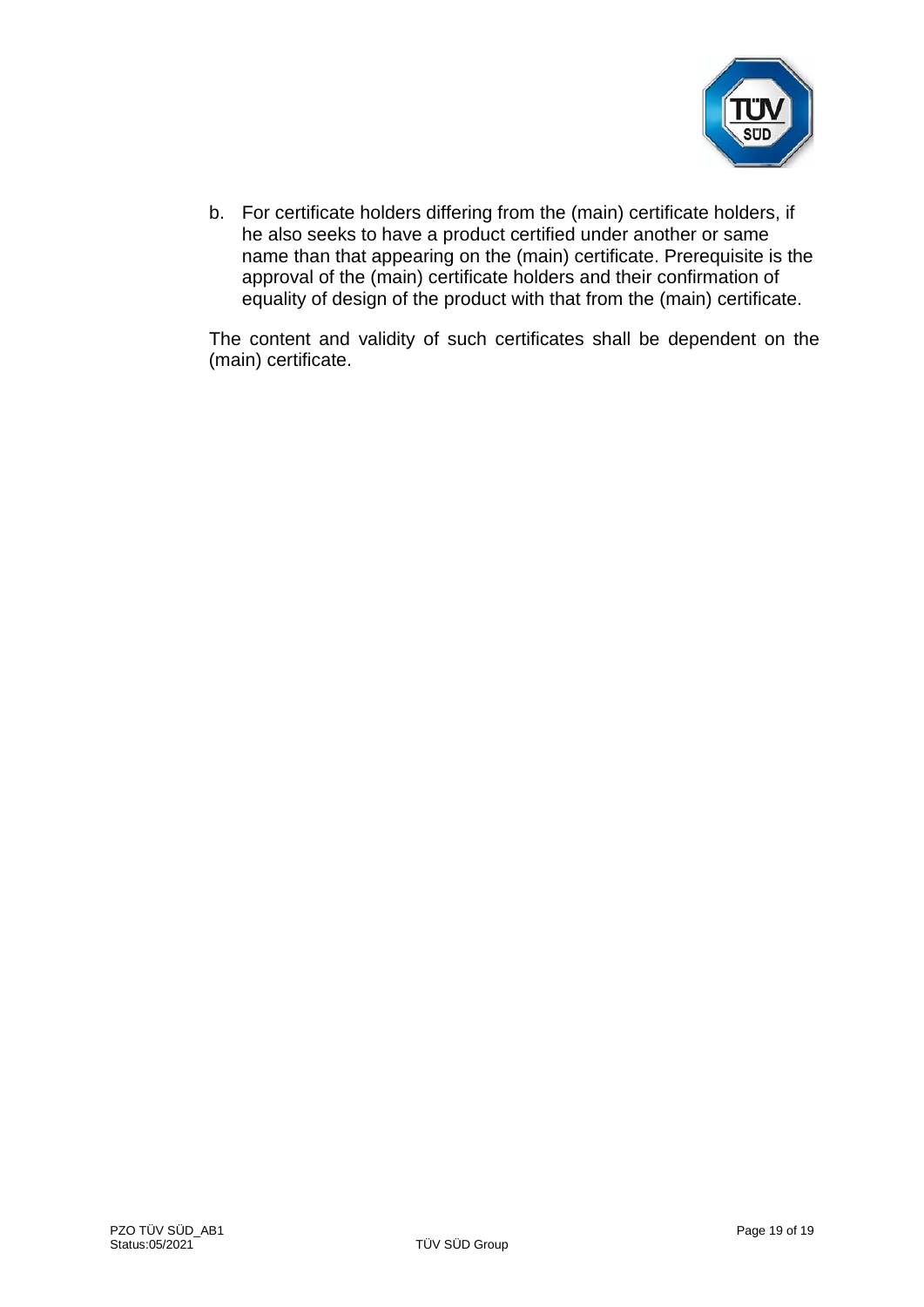b. For certificate holders differing from the (main) certificate holders, if he also seeks to have a product certified under another or same name than that appearing on the (main) certificate. Prerequisite is the approval of the (main) certificate holders and their confirmation of equality of design of the product with that from the (main) certificate.

The content and validity of such certificates shall be dependent on the (main) certificate.